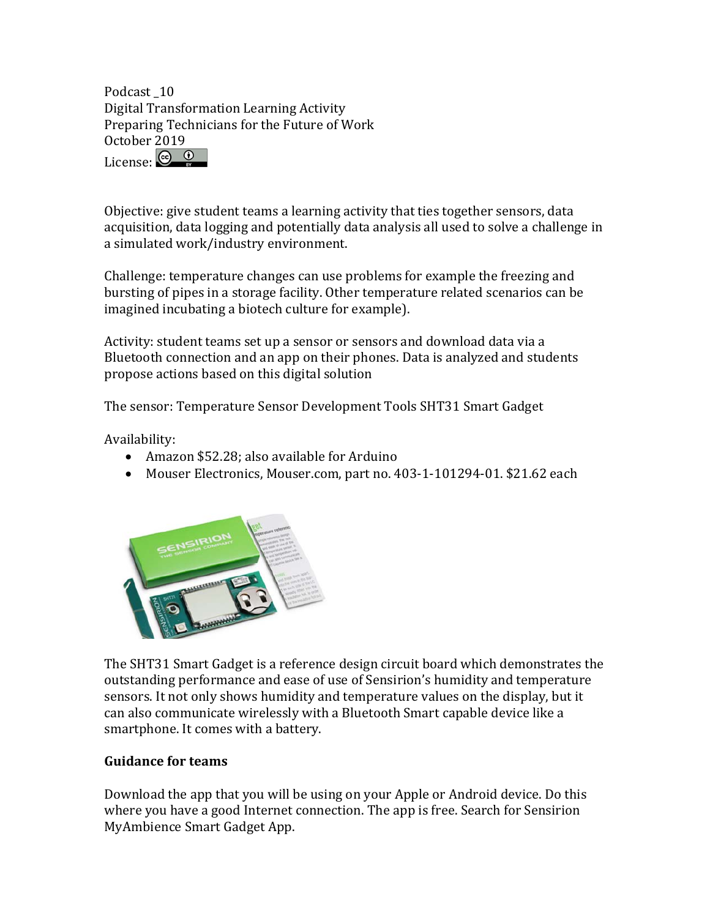Podcast _10
Digital Transformation Learning Activity
Preparing Technicians for the Future of Work
October 2019
License:

Objective: give student teams a learning activity that ties together sensors, data acquisition, data logging and potentially data analysis all used to solve a challenge in a simulated work/industry environment.

Challenge: temperature changes can use problems for example the freezing and bursting of pipes in a storage facility. Other temperature related scenarios can be imagined incubating a biotech culture for example).

Activity: student teams set up a sensor or sensors and download data via a Bluetooth connection and an app on their phones. Data is analyzed and students propose actions based on this digital solution

The sensor: Temperature Sensor Development Tools SHT31 Smart Gadget

Availability:

- Amazon $52.28; also available for Arduino
- Mouser Electronics, Mouser.com, part no. 403-1-101294-01. $21.62 each

The SHT31 Smart Gadget is a reference design circuit board which demonstrates the outstanding performance and ease of use of Sensirion's humidity and temperature sensors. It not only shows humidity and temperature values on the display, but it can also communicate wirelessly with a Bluetooth Smart capable device like a smartphone. It comes with a battery.

**Guidance for teams**

Download the app that you will be using on your Apple or Android device. Do this where you have a good Internet connection. The app is free. Search for Sensirion MyAmbience Smart Gadget App.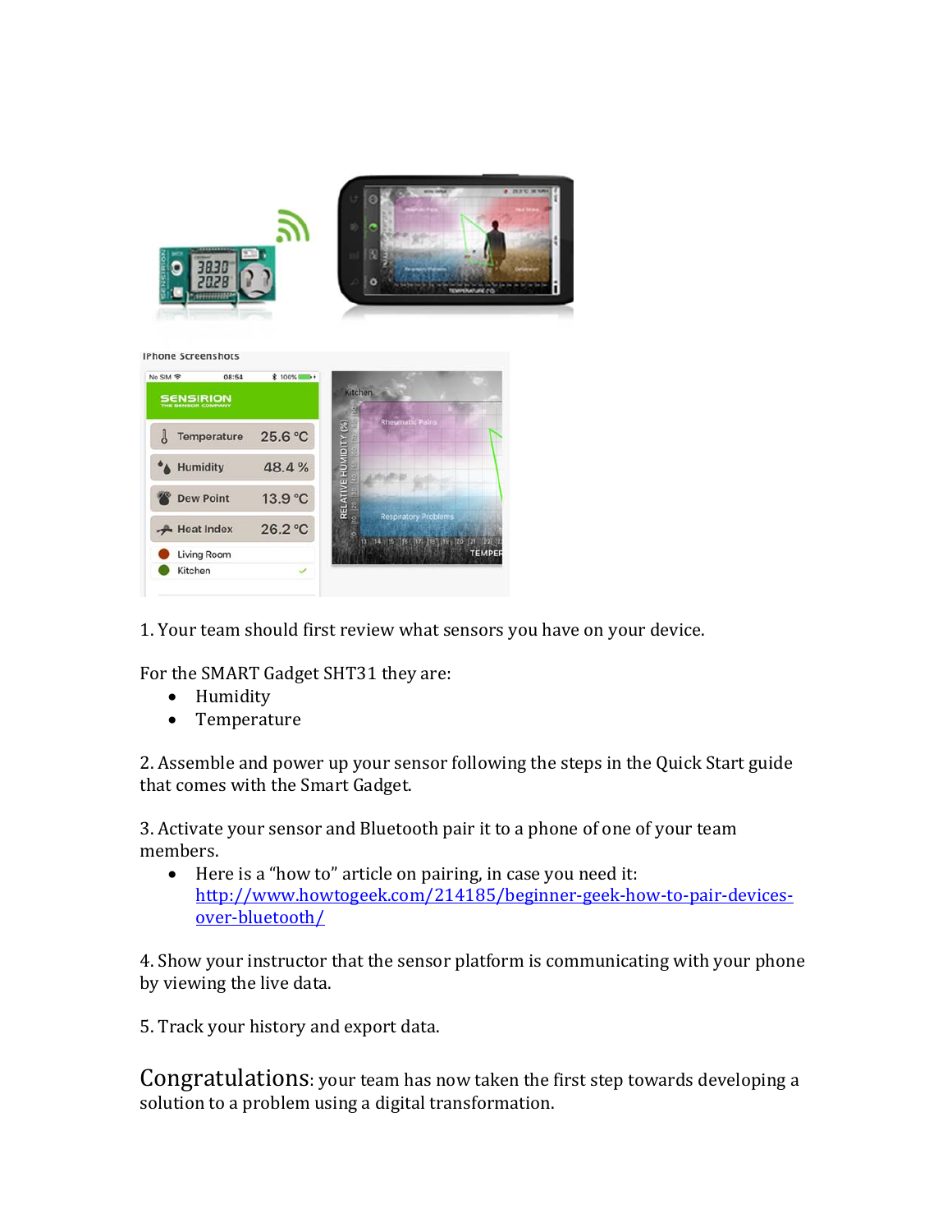1. Your team should first review what sensors you have on your device.

For the SMART Gadget SHT31 they are:

- Humidity
- Temperature

2. Assemble and power up your sensor following the steps in the Quick Start guide that comes with the Smart Gadget.

3. Activate your sensor and Bluetooth pair it to a phone of one of your team members.

- Here is a "how to" article on pairing, in case you need it: [http://www.howtogeek.com/214185/beginner-geek-how-to-pair-devices-over-bluetooth/](http://www.howtogeek.com/214185/beginner-geek-how-to-pair-devices-over-bluetooth/)

4. Show your instructor that the sensor platform is communicating with your phone by viewing the live data.

5. Track your history and export data.

Congratulations: your team has now taken the first step towards developing a solution to a problem using a digital transformation.